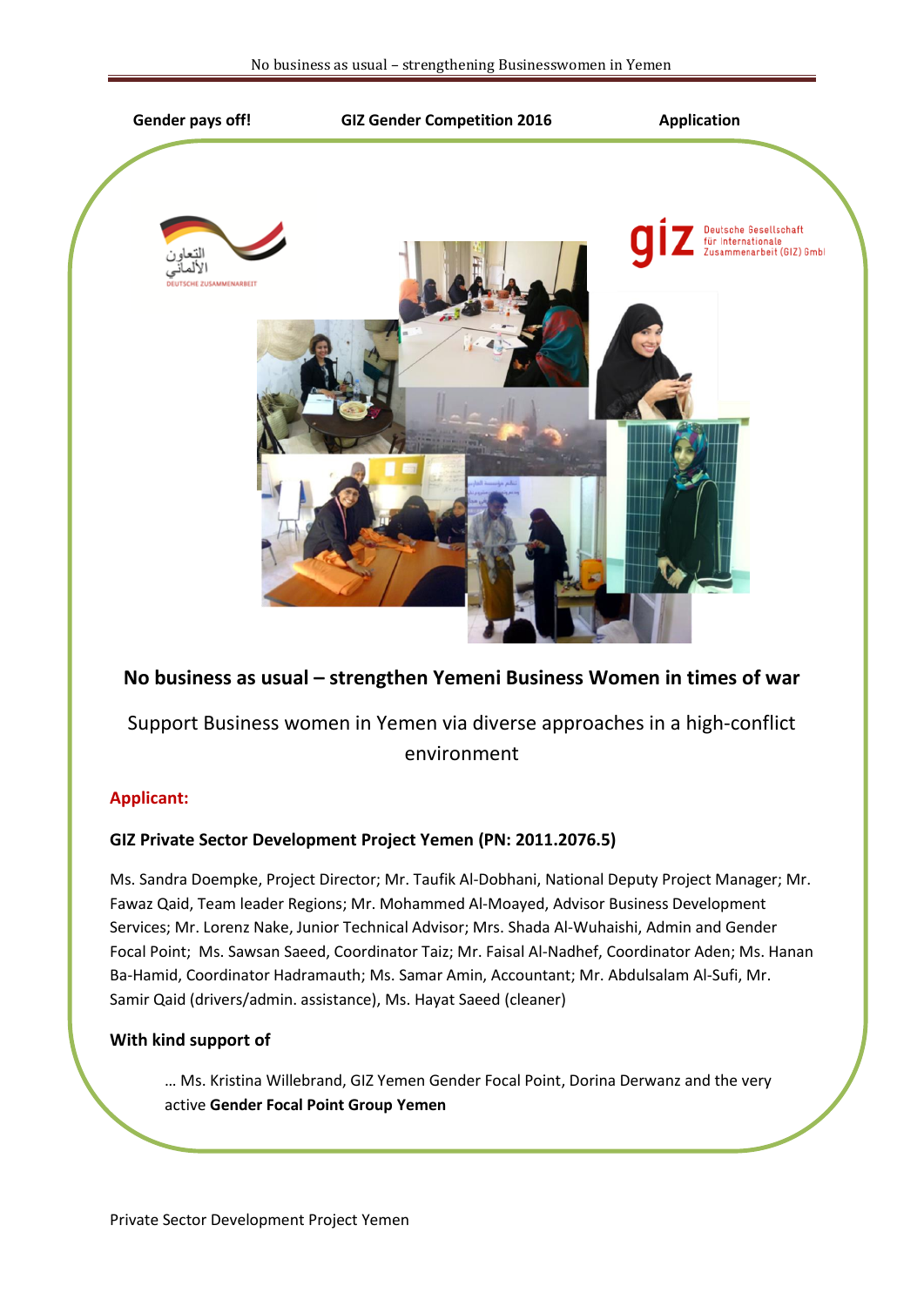Gender pays off! | GIZ Gender Competition 2016 | Application

# No business as usual – strengthen Yemeni Business Women in times of war

Support Business women in Yemen via diverse approaches in a high-conflict environment

**Applicant:**

**GIZ Private Sector Development Project Yemen (PN: 2011.2076.5)**

Ms. Sandra Doempke, Project Director; Mr. Taufik Al-Dobhani, National Deputy Project Manager; Mr. Fawaz Qaid, Team leader Regions; Mr. Mohammed Al-Moayed, Advisor Business Development Services; Mr. Lorenz Nake, Junior Technical Advisor; Mrs. Shada Al-Wuhaishi, Admin and Gender Focal Point; Ms. Sawsan Saeed, Coordinator Taiz; Mr. Faisal Al-Nadhef, Coordinator Aden; Ms. Hanan Ba-Hamid, Coordinator Hadramauth; Ms. Samar Amin, Accountant; Mr. Abdulsalam Al-Sufi, Mr. Samir Qaid (drivers/admin. assistance), Ms. Hayat Saeed (cleaner)

**With kind support of**

… Ms. Kristina Willebrand, GIZ Yemen Gender Focal Point, Dorina Derwanz and the very active **Gender Focal Point Group Yemen**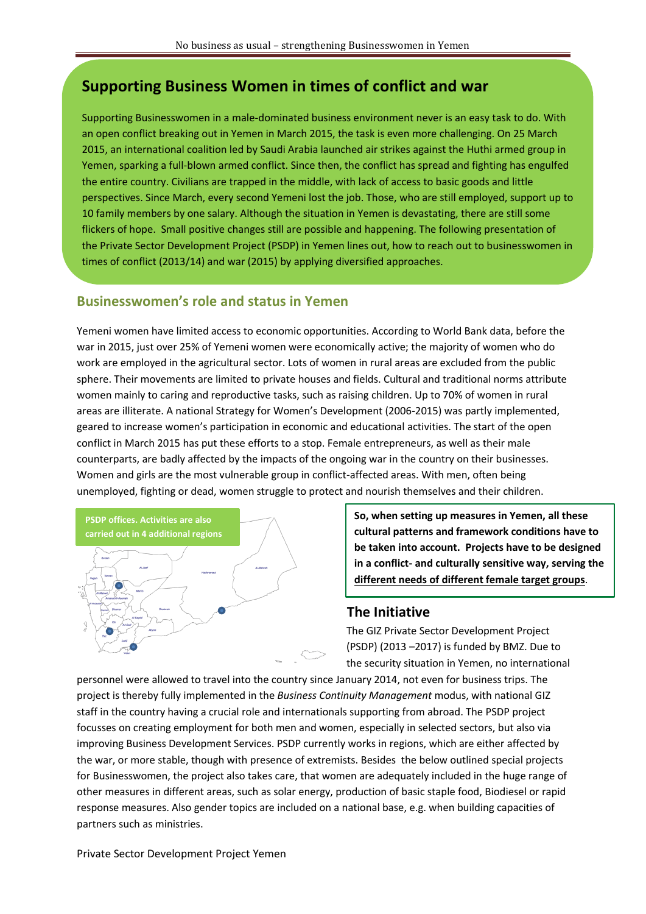## Supporting Business Women in times of conflict and war

Supporting Businesswomen in a male-dominated business environment never is an easy task to do. With an open conflict breaking out in Yemen in March 2015, the task is even more challenging. On 25 March 2015, an international coalition led by Saudi Arabia launched air strikes against the Huthi armed group in Yemen, sparking a full-blown armed conflict. Since then, the conflict has spread and fighting has engulfed the entire country. Civilians are trapped in the middle, with lack of access to basic goods and little perspectives. Since March, every second Yemeni lost the job. Those, who are still employed, support up to 10 family members by one salary. Although the situation in Yemen is devastating, there are still some flickers of hope. Small positive changes still are possible and happening. The following presentation of the Private Sector Development Project (PSDP) in Yemen lines out, how to reach out to businesswomen in times of conflict (2013/14) and war (2015) by applying diversified approaches.

### Businesswomen's role and status in Yemen

Yemeni women have limited access to economic opportunities. According to World Bank data, before the war in 2015, just over 25% of Yemeni women were economically active; the majority of women who do work are employed in the agricultural sector. Lots of women in rural areas are excluded from the public sphere. Their movements are limited to private houses and fields. Cultural and traditional norms attribute women mainly to caring and reproductive tasks, such as raising children. Up to 70% of women in rural areas are illiterate. A national Strategy for Women's Development (2006-2015) was partly implemented, geared to increase women's participation in economic and educational activities. The start of the open conflict in March 2015 has put these efforts to a stop. Female entrepreneurs, as well as their male counterparts, are badly affected by the impacts of the ongoing war in the country on their businesses. Women and girls are the most vulnerable group in conflict-affected areas. With men, often being unemployed, fighting or dead, women struggle to protect and nourish themselves and their children.

PSDP offices. Activities are also carried out in 4 additional regions

**So, when setting up measures in Yemen, all these cultural patterns and framework conditions have to be taken into account. Projects have to be designed in a conflict- and culturally sensitive way, serving the different needs of different female target groups.**

### The Initiative

The GIZ Private Sector Development Project (PSDP) (2013 –2017) is funded by BMZ. Due to the security situation in Yemen, no international personnel were allowed to travel into the country since January 2014, not even for business trips. The project is thereby fully implemented in the *Business Continuity Management* modus, with national GIZ staff in the country having a crucial role and internationals supporting from abroad. The PSDP project focusses on creating employment for both men and women, especially in selected sectors, but also via improving Business Development Services. PSDP currently works in regions, which are either affected by the war, or more stable, though with presence of extremists. Besides the below outlined special projects for Businesswomen, the project also takes care, that women are adequately included in the huge range of other measures in different areas, such as solar energy, production of basic staple food, Biodiesel or rapid response measures. Also gender topics are included on a national base, e.g. when building capacities of partners such as ministries.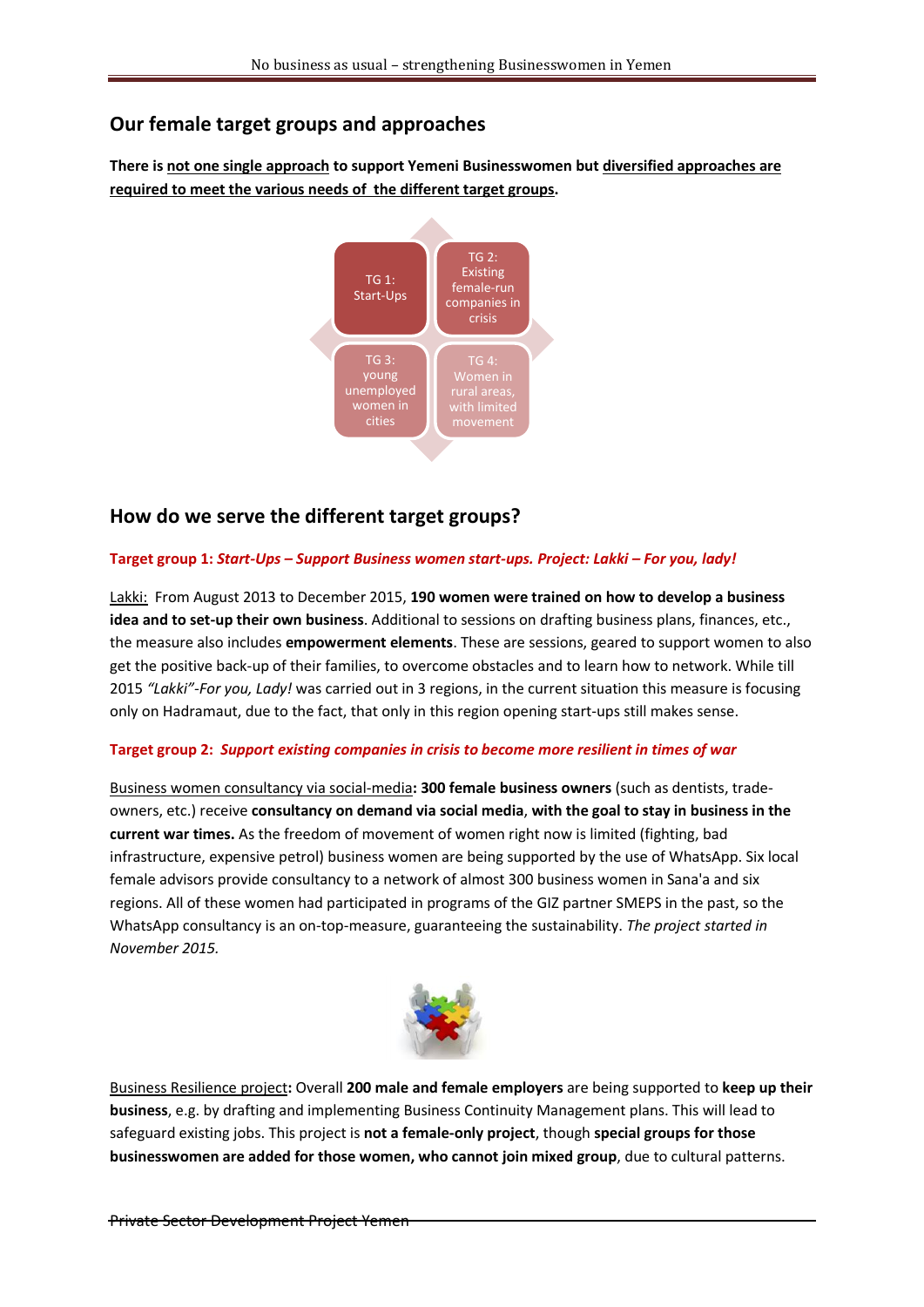## Our female target groups and approaches

**There is not one single approach to support Yemeni Businesswomen but diversified approaches are required to meet the various needs of the different target groups.**

TG 1: Start-Ups

TG 2: Existing female-run companies in crisis

TG 3: young unemployed women in cities

TG 4: Women in rural areas, with limited movement

## How do we serve the different target groups?

**Target group 1: *Start-Ups – Support Business women start-ups. Project: Lakki – For you, lady!***

Lakki: From August 2013 to December 2015, **190 women were trained on how to develop a business idea and to set-up their own business**. Additional to sessions on drafting business plans, finances, etc., the measure also includes **empowerment elements**. These are sessions, geared to support women to also get the positive back-up of their families, to overcome obstacles and to learn how to network. While till 2015 *"Lakki"-For you, Lady!* was carried out in 3 regions, in the current situation this measure is focusing only on Hadramaut, due to the fact, that only in this region opening start-ups still makes sense.

**Target group 2: *Support existing companies in crisis to become more resilient in times of war***

Business women consultancy via social-media**: 300 female business owners** (such as dentists, trade-owners, etc.) receive **consultancy on demand via social media**, **with the goal to stay in business in the current war times.** As the freedom of movement of women right now is limited (fighting, bad infrastructure, expensive petrol) business women are being supported by the use of WhatsApp. Six local female advisors provide consultancy to a network of almost 300 business women in Sana'a and six regions. All of these women had participated in programs of the GIZ partner SMEPS in the past, so the WhatsApp consultancy is an on-top-measure, guaranteeing the sustainability. *The project started in November 2015.*

Business Resilience project**:** Overall **200 male and female employers** are being supported to **keep up their business**, e.g. by drafting and implementing Business Continuity Management plans. This will lead to safeguard existing jobs. This project is **not a female-only project**, though **special groups for those businesswomen are added for those women, who cannot join mixed group**, due to cultural patterns.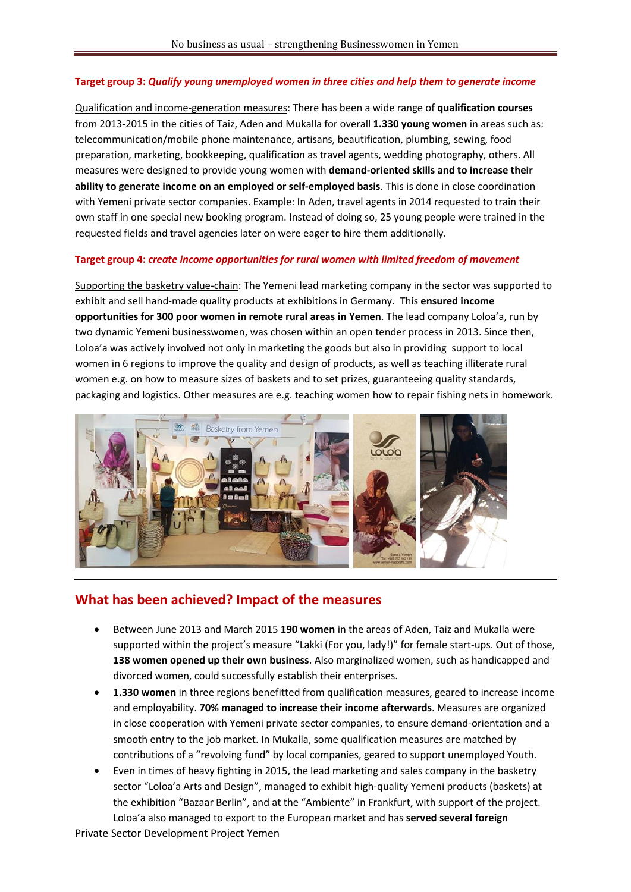**Target group 3: *Qualify young unemployed women in three cities and help them to generate income***

Qualification and income-generation measures: There has been a wide range of **qualification courses** from 2013-2015 in the cities of Taiz, Aden and Mukalla for overall **1.330 young women** in areas such as: telecommunication/mobile phone maintenance, artisans, beautification, plumbing, sewing, food preparation, marketing, bookkeeping, qualification as travel agents, wedding photography, others. All measures were designed to provide young women with **demand-oriented skills and to increase their ability to generate income on an employed or self-employed basis**. This is done in close coordination with Yemeni private sector companies. Example: In Aden, travel agents in 2014 requested to train their own staff in one special new booking program. Instead of doing so, 25 young people were trained in the requested fields and travel agencies later on were eager to hire them additionally.

**Target group 4: *create income opportunities for rural women with limited freedom of movement***

Supporting the basketry value-chain: The Yemeni lead marketing company in the sector was supported to exhibit and sell hand-made quality products at exhibitions in Germany. This **ensured income opportunities for 300 poor women in remote rural areas in Yemen**. The lead company Loloa'a, run by two dynamic Yemeni businesswomen, was chosen within an open tender process in 2013. Since then, Loloa'a was actively involved not only in marketing the goods but also in providing support to local women in 6 regions to improve the quality and design of products, as well as teaching illiterate rural women e.g. on how to measure sizes of baskets and to set prizes, guaranteeing quality standards, packaging and logistics. Other measures are e.g. teaching women how to repair fishing nets in homework.

## What has been achieved? Impact of the measures

- Between June 2013 and March 2015 **190 women** in the areas of Aden, Taiz and Mukalla were supported within the project's measure "Lakki (For you, lady!)" for female start-ups. Out of those, **138 women opened up their own business**. Also marginalized women, such as handicapped and divorced women, could successfully establish their enterprises.
- **1.330 women** in three regions benefitted from qualification measures, geared to increase income and employability. **70% managed to increase their income afterwards**. Measures are organized in close cooperation with Yemeni private sector companies, to ensure demand-orientation and a smooth entry to the job market. In Mukalla, some qualification measures are matched by contributions of a "revolving fund" by local companies, geared to support unemployed Youth.
- Even in times of heavy fighting in 2015, the lead marketing and sales company in the basketry sector "Loloa'a Arts and Design", managed to exhibit high-quality Yemeni products (baskets) at the exhibition "Bazaar Berlin", and at the "Ambiente" in Frankfurt, with support of the project. Loloa'a also managed to export to the European market and has **served several foreign**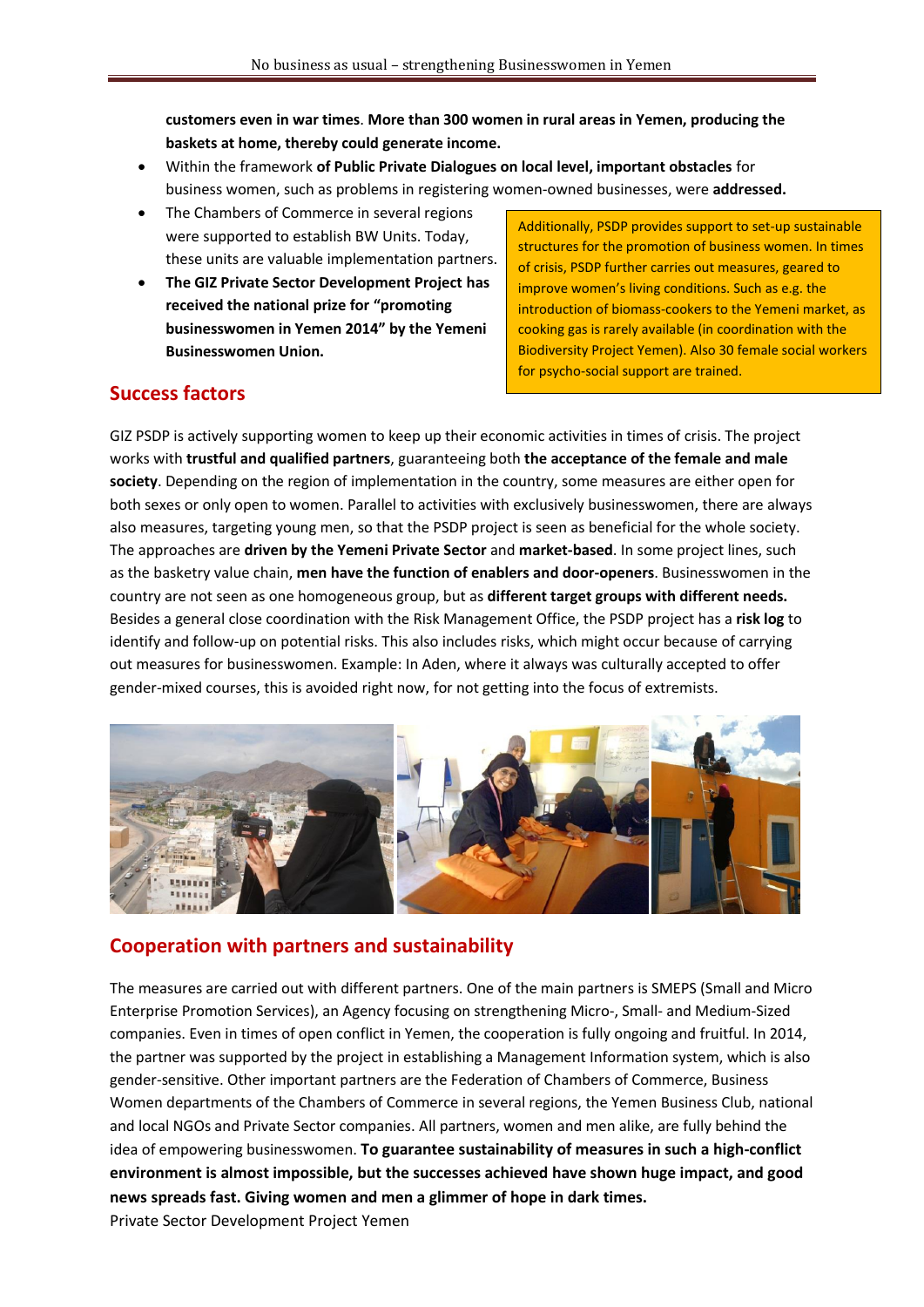**customers even in war times**. **More than 300 women in rural areas in Yemen, producing the baskets at home, thereby could generate income.**

- Within the framework **of Public Private Dialogues on local level, important obstacles** for business women, such as problems in registering women-owned businesses, were **addressed.**
- The Chambers of Commerce in several regions were supported to establish BW Units. Today, these units are valuable implementation partners.
- **The GIZ Private Sector Development Project has received the national prize for "promoting businesswomen in Yemen 2014" by the Yemeni Businesswomen Union.**

Additionally, PSDP provides support to set-up sustainable structures for the promotion of business women. In times of crisis, PSDP further carries out measures, geared to improve women's living conditions. Such as e.g. the introduction of biomass-cookers to the Yemeni market, as cooking gas is rarely available (in coordination with the Biodiversity Project Yemen). Also 30 female social workers for psycho-social support are trained.

## Success factors

GIZ PSDP is actively supporting women to keep up their economic activities in times of crisis. The project works with **trustful and qualified partners**, guaranteeing both **the acceptance of the female and male society**. Depending on the region of implementation in the country, some measures are either open for both sexes or only open to women. Parallel to activities with exclusively businesswomen, there are always also measures, targeting young men, so that the PSDP project is seen as beneficial for the whole society. The approaches are **driven by the Yemeni Private Sector** and **market-based**. In some project lines, such as the basketry value chain, **men have the function of enablers and door-openers**. Businesswomen in the country are not seen as one homogeneous group, but as **different target groups with different needs.** Besides a general close coordination with the Risk Management Office, the PSDP project has a **risk log** to identify and follow-up on potential risks. This also includes risks, which might occur because of carrying out measures for businesswomen. Example: In Aden, where it always was culturally accepted to offer gender-mixed courses, this is avoided right now, for not getting into the focus of extremists.

## Cooperation with partners and sustainability

The measures are carried out with different partners. One of the main partners is SMEPS (Small and Micro Enterprise Promotion Services), an Agency focusing on strengthening Micro-, Small- and Medium-Sized companies. Even in times of open conflict in Yemen, the cooperation is fully ongoing and fruitful. In 2014, the partner was supported by the project in establishing a Management Information system, which is also gender-sensitive. Other important partners are the Federation of Chambers of Commerce, Business Women departments of the Chambers of Commerce in several regions, the Yemen Business Club, national and local NGOs and Private Sector companies. All partners, women and men alike, are fully behind the idea of empowering businesswomen. **To guarantee sustainability of measures in such a high-conflict environment is almost impossible, but the successes achieved have shown huge impact, and good news spreads fast. Giving women and men a glimmer of hope in dark times.**

Private Sector Development Project Yemen